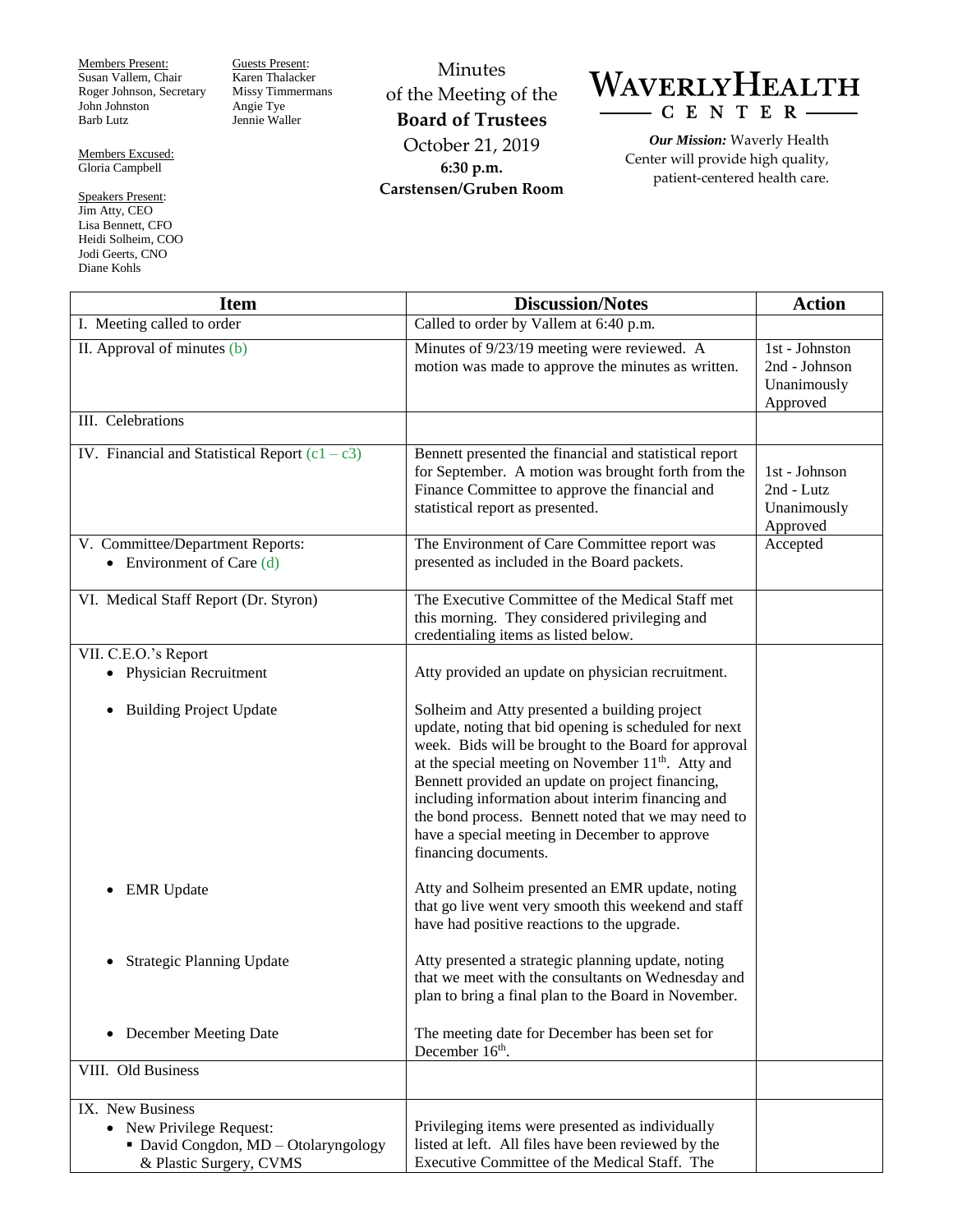Members Present:
Susan Vallem, Chair
Roger Johnson, Secretary
John Johnston
Barb Lutz

Members Excused:
Gloria Campbell

Speakers Present:
Jim Atty, CEO
Lisa Bennett, CFO
Heidi Solheim, COO
Jodi Geerts, CNO
Diane Kohls

Guests Present:
Karen Thalacker
Missy Timmermans
Angie Tye
Jennie Waller

# Minutes of the Meeting of the **Board of Trustees**

October 21, 2019
**6:30 p.m.**
**Carstensen/Gruben Room**

**WAVERLY HEALTH CENTER**

***Our Mission:*** Waverly Health Center will provide high quality, patient-centered health care.

| Item | Discussion/Notes | Action |
|---|---|---|
| I. Meeting called to order | Called to order by Vallem at 6:40 p.m. | |
| II. Approval of minutes (b) | Minutes of 9/23/19 meeting were reviewed. A motion was made to approve the minutes as written. | 1st - Johnston<br>2nd - Johnson<br>Unanimously Approved |
| III. Celebrations | | |
| IV. Financial and Statistical Report (c1 – c3) | Bennett presented the financial and statistical report for September. A motion was brought forth from the Finance Committee to approve the financial and statistical report as presented. | 1st - Johnson<br>2nd - Lutz<br>Unanimously Approved |
| V. Committee/Department Reports:<br>• Environment of Care (d) | The Environment of Care Committee report was presented as included in the Board packets. | Accepted |
| VI. Medical Staff Report (Dr. Styron) | The Executive Committee of the Medical Staff met this morning. They considered privileging and credentialing items as listed below. | |
| VII. C.E.O.'s Report<br>• Physician Recruitment | Atty provided an update on physician recruitment. | |
| • Building Project Update | Solheim and Atty presented a building project update, noting that bid opening is scheduled for next week. Bids will be brought to the Board for approval at the special meeting on November 11th. Atty and Bennett provided an update on project financing, including information about interim financing and the bond process. Bennett noted that we may need to have a special meeting in December to approve financing documents. | |
| • EMR Update | Atty and Solheim presented an EMR update, noting that go live went very smooth this weekend and staff have had positive reactions to the upgrade. | |
| • Strategic Planning Update | Atty presented a strategic planning update, noting that we meet with the consultants on Wednesday and plan to bring a final plan to the Board in November. | |
| • December Meeting Date | The meeting date for December has been set for December 16th. | |
| VIII. Old Business | | |
| IX. New Business<br>• New Privilege Request:<br>▪ David Congdon, MD – Otolaryngology & Plastic Surgery, CVMS | Privileging items were presented as individually listed at left. All files have been reviewed by the Executive Committee of the Medical Staff. The | |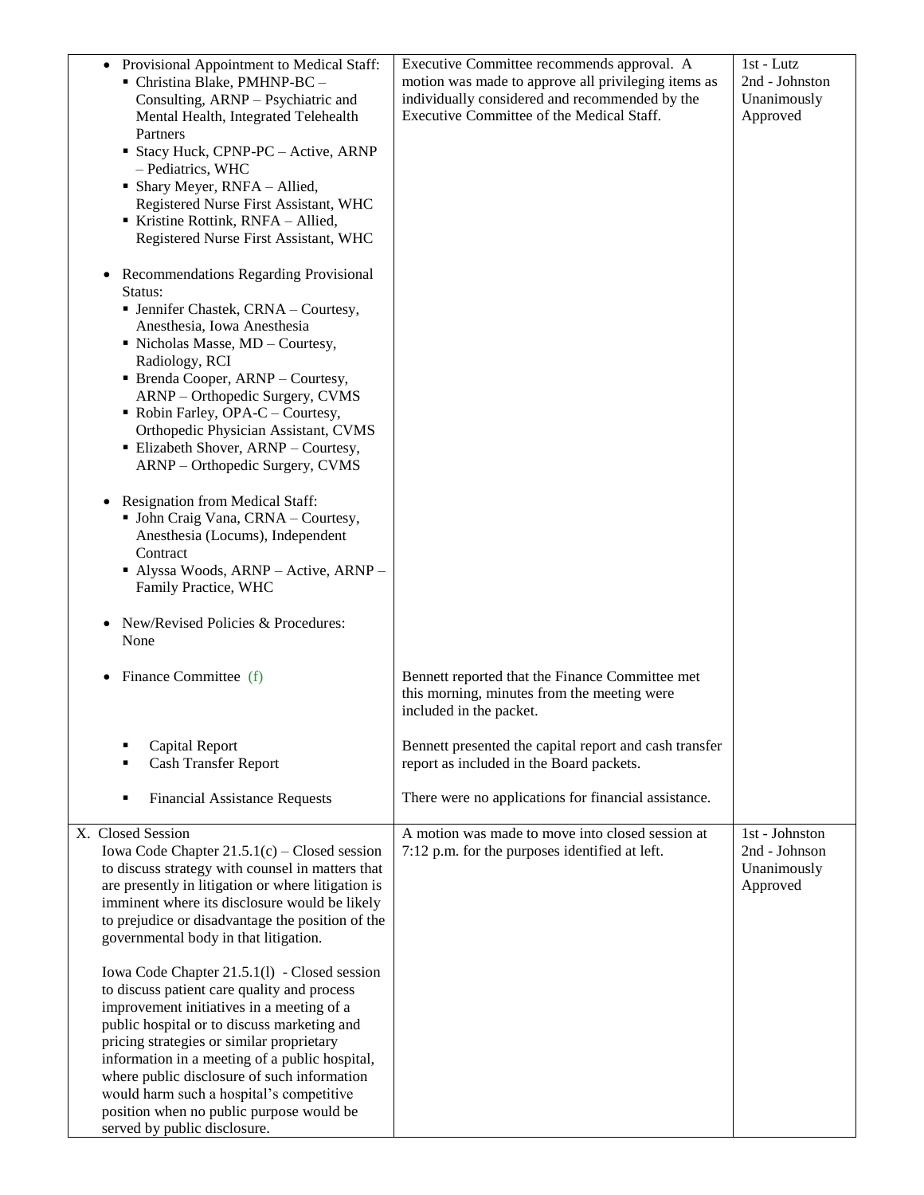| | | |
|---|---|---|
| • Provisional Appointment to Medical Staff:<br>▪ Christina Blake, PMHNP-BC – Consulting, ARNP – Psychiatric and Mental Health, Integrated Telehealth Partners<br>▪ Stacy Huck, CPNP-PC – Active, ARNP – Pediatrics, WHC<br>▪ Shary Meyer, RNFA – Allied, Registered Nurse First Assistant, WHC<br>▪ Kristine Rottink, RNFA – Allied, Registered Nurse First Assistant, WHC<br><br>• Recommendations Regarding Provisional Status:<br>▪ Jennifer Chastek, CRNA – Courtesy, Anesthesia, Iowa Anesthesia<br>▪ Nicholas Masse, MD – Courtesy, Radiology, RCI<br>▪ Brenda Cooper, ARNP – Courtesy, ARNP – Orthopedic Surgery, CVMS<br>▪ Robin Farley, OPA-C – Courtesy, Orthopedic Physician Assistant, CVMS<br>▪ Elizabeth Shover, ARNP – Courtesy, ARNP – Orthopedic Surgery, CVMS<br><br>• Resignation from Medical Staff:<br>▪ John Craig Vana, CRNA – Courtesy, Anesthesia (Locums), Independent Contract<br>▪ Alyssa Woods, ARNP – Active, ARNP – Family Practice, WHC<br><br>• New/Revised Policies & Procedures: None<br><br>• Finance Committee (f)<br><br>▪ Capital Report<br>▪ Cash Transfer Report<br><br>▪ Financial Assistance Requests | Executive Committee recommends approval. A motion was made to approve all privileging items as individually considered and recommended by the Executive Committee of the Medical Staff.<br><br>Bennett reported that the Finance Committee met this morning, minutes from the meeting were included in the packet.<br><br>Bennett presented the capital report and cash transfer report as included in the Board packets.<br><br>There were no applications for financial assistance. | 1st - Lutz<br>2nd - Johnston<br>Unanimously Approved |
| X. Closed Session<br>Iowa Code Chapter 21.5.1(c) – Closed session to discuss strategy with counsel in matters that are presently in litigation or where litigation is imminent where its disclosure would be likely to prejudice or disadvantage the position of the governmental body in that litigation.<br><br>Iowa Code Chapter 21.5.1(l) - Closed session to discuss patient care quality and process improvement initiatives in a meeting of a public hospital or to discuss marketing and pricing strategies or similar proprietary information in a meeting of a public hospital, where public disclosure of such information would harm such a hospital's competitive position when no public purpose would be served by public disclosure. | A motion was made to move into closed session at 7:12 p.m. for the purposes identified at left. | 1st - Johnston<br>2nd - Johnson<br>Unanimously Approved |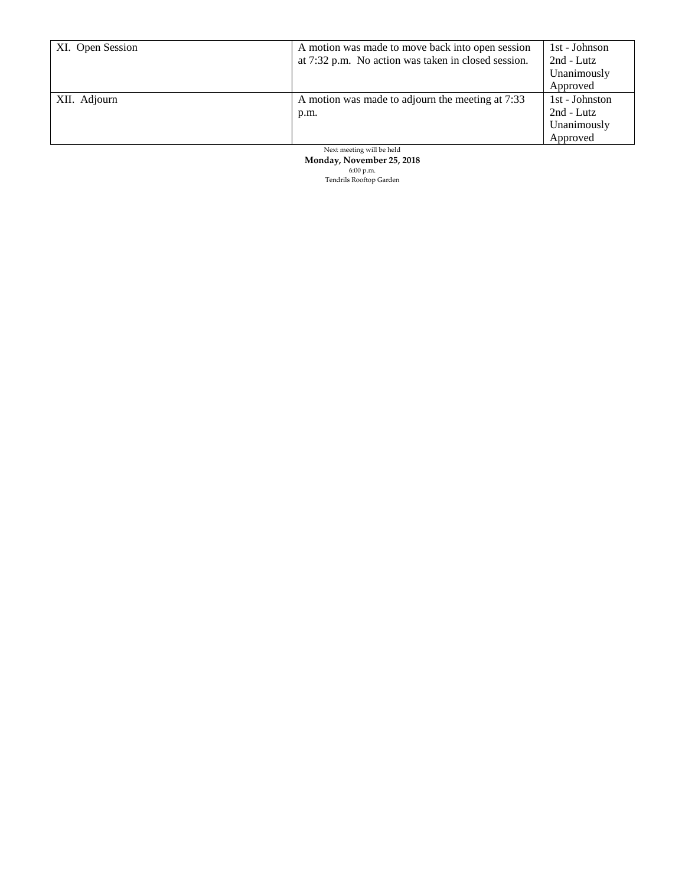| | | |
|---|---|---|
| XI. Open Session | A motion was made to move back into open session at 7:32 p.m. No action was taken in closed session. | 1st - Johnson<br>2nd - Lutz<br>Unanimously Approved |
| XII. Adjourn | A motion was made to adjourn the meeting at 7:33 p.m. | 1st - Johnston<br>2nd - Lutz<br>Unanimously Approved |

Next meeting will be held

**Monday, November 25, 2018**

6:00 p.m.

Tendrils Rooftop Garden